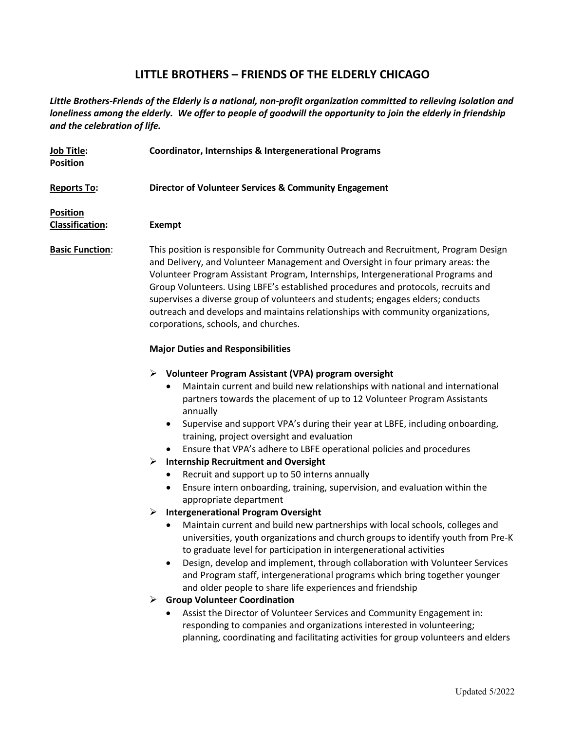# LITTLE BROTHERS – FRIENDS OF THE ELDERLY CHICAGO

***Little Brothers-Friends of the Elderly is a national, non-profit organization committed to relieving isolation and loneliness among the elderly. We offer to people of goodwill the opportunity to join the elderly in friendship and the celebration of life.***

**Job Title: Position** **Coordinator, Internships & Intergenerational Programs**

**Reports To:** **Director of Volunteer Services & Community Engagement**

**Position Classification:** **Exempt**

**Basic Function**: This position is responsible for Community Outreach and Recruitment, Program Design and Delivery, and Volunteer Management and Oversight in four primary areas: the Volunteer Program Assistant Program, Internships, Intergenerational Programs and Group Volunteers. Using LBFE's established procedures and protocols, recruits and supervises a diverse group of volunteers and students; engages elders; conducts outreach and develops and maintains relationships with community organizations, corporations, schools, and churches.

**Major Duties and Responsibilities**

- **Volunteer Program Assistant (VPA) program oversight**
  - Maintain current and build new relationships with national and international partners towards the placement of up to 12 Volunteer Program Assistants annually
  - Supervise and support VPA's during their year at LBFE, including onboarding, training, project oversight and evaluation
  - Ensure that VPA's adhere to LBFE operational policies and procedures
- **Internship Recruitment and Oversight**
  - Recruit and support up to 50 interns annually
  - Ensure intern onboarding, training, supervision, and evaluation within the appropriate department
- **Intergenerational Program Oversight**
  - Maintain current and build new partnerships with local schools, colleges and universities, youth organizations and church groups to identify youth from Pre-K to graduate level for participation in intergenerational activities
  - Design, develop and implement, through collaboration with Volunteer Services and Program staff, intergenerational programs which bring together younger and older people to share life experiences and friendship
- **Group Volunteer Coordination**
  - Assist the Director of Volunteer Services and Community Engagement in: responding to companies and organizations interested in volunteering; planning, coordinating and facilitating activities for group volunteers and elders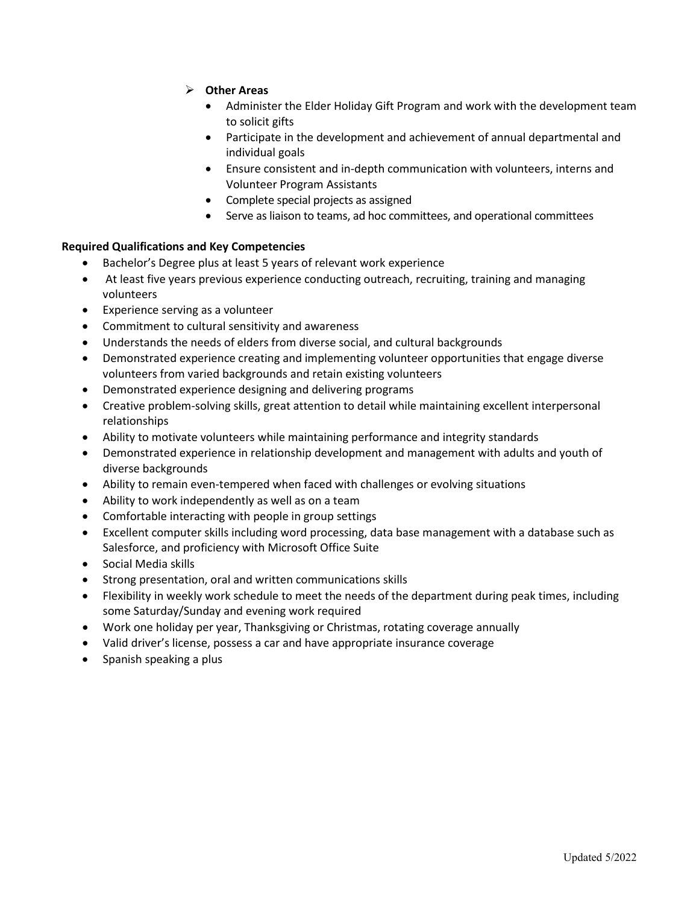- **Other Areas**
  - Administer the Elder Holiday Gift Program and work with the development team to solicit gifts
  - Participate in the development and achievement of annual departmental and individual goals
  - Ensure consistent and in-depth communication with volunteers, interns and Volunteer Program Assistants
  - Complete special projects as assigned
  - Serve as liaison to teams, ad hoc committees, and operational committees

**Required Qualifications and Key Competencies**

- Bachelor's Degree plus at least 5 years of relevant work experience
- At least five years previous experience conducting outreach, recruiting, training and managing volunteers
- Experience serving as a volunteer
- Commitment to cultural sensitivity and awareness
- Understands the needs of elders from diverse social, and cultural backgrounds
- Demonstrated experience creating and implementing volunteer opportunities that engage diverse volunteers from varied backgrounds and retain existing volunteers
- Demonstrated experience designing and delivering programs
- Creative problem-solving skills, great attention to detail while maintaining excellent interpersonal relationships
- Ability to motivate volunteers while maintaining performance and integrity standards
- Demonstrated experience in relationship development and management with adults and youth of diverse backgrounds
- Ability to remain even-tempered when faced with challenges or evolving situations
- Ability to work independently as well as on a team
- Comfortable interacting with people in group settings
- Excellent computer skills including word processing, data base management with a database such as Salesforce, and proficiency with Microsoft Office Suite
- Social Media skills
- Strong presentation, oral and written communications skills
- Flexibility in weekly work schedule to meet the needs of the department during peak times, including some Saturday/Sunday and evening work required
- Work one holiday per year, Thanksgiving or Christmas, rotating coverage annually
- Valid driver's license, possess a car and have appropriate insurance coverage
- Spanish speaking a plus

Updated 5/2022